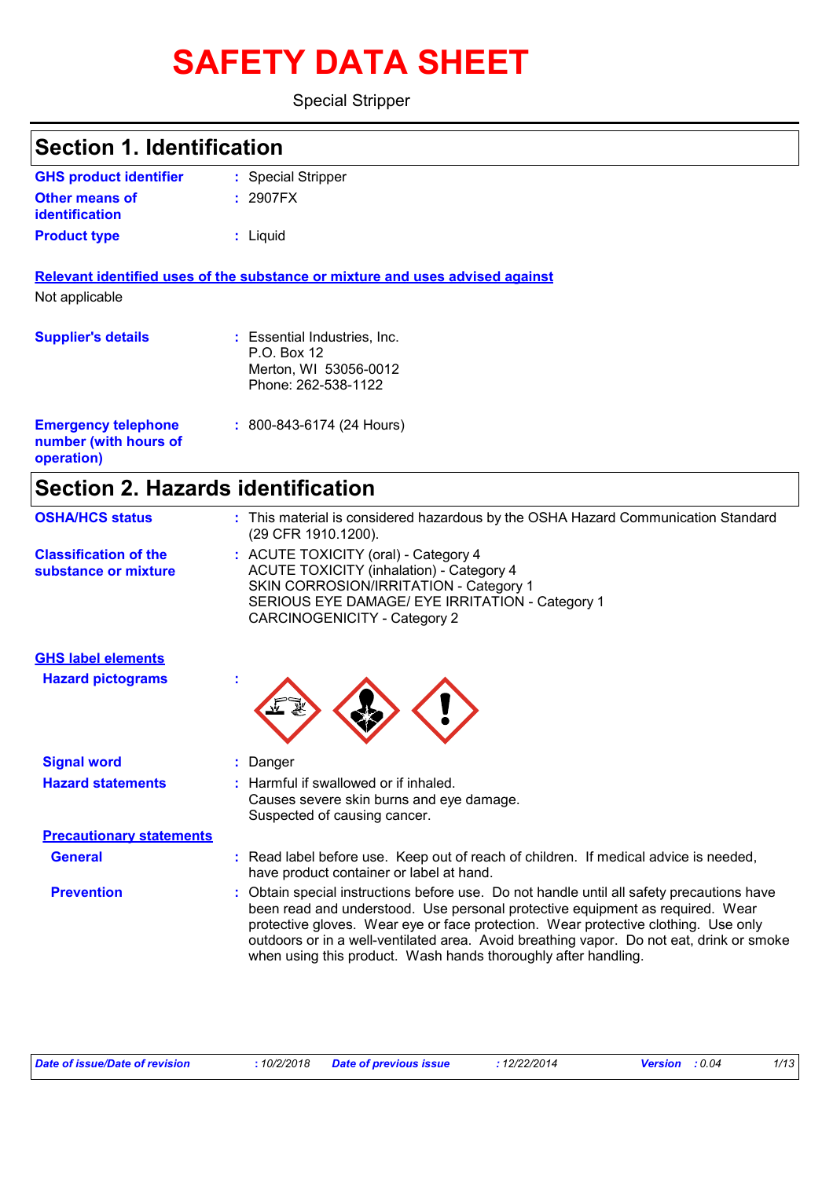# SAFETY DATA SHEET

Special Stripper

## Section 1. Identification

**GHS product identifier** : Special Stripper

**Other means of identification** : 2907FX

**Product type** : Liquid

**Relevant identified uses of the substance or mixture and uses advised against**

Not applicable

**Supplier's details** : Essential Industries, Inc.
P.O. Box 12
Merton, WI 53056-0012
Phone: 262-538-1122

**Emergency telephone number (with hours of operation)** : 800-843-6174 (24 Hours)

## Section 2. Hazards identification

**OSHA/HCS status** : This material is considered hazardous by the OSHA Hazard Communication Standard (29 CFR 1910.1200).

**Classification of the substance or mixture** : ACUTE TOXICITY (oral) - Category 4
ACUTE TOXICITY (inhalation) - Category 4
SKIN CORROSION/IRRITATION - Category 1
SERIOUS EYE DAMAGE/ EYE IRRITATION - Category 1
CARCINOGENICITY - Category 2

**GHS label elements**

**Hazard pictograms** :

**Signal word** : Danger

**Hazard statements** : Harmful if swallowed or if inhaled.
Causes severe skin burns and eye damage.
Suspected of causing cancer.

**Precautionary statements**

**General** : Read label before use. Keep out of reach of children. If medical advice is needed, have product container or label at hand.

**Prevention** : Obtain special instructions before use. Do not handle until all safety precautions have been read and understood. Use personal protective equipment as required. Wear protective gloves. Wear eye or face protection. Wear protective clothing. Use only outdoors or in a well-ventilated area. Avoid breathing vapor. Do not eat, drink or smoke when using this product. Wash hands thoroughly after handling.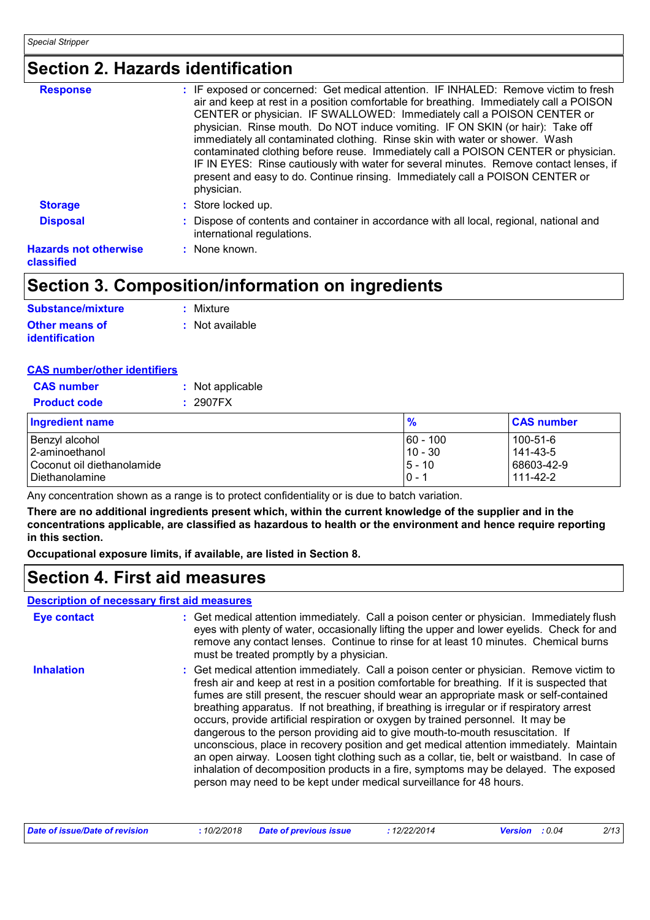## Section 2. Hazards identification

**Response** : IF exposed or concerned: Get medical attention. IF INHALED: Remove victim to fresh air and keep at rest in a position comfortable for breathing. Immediately call a POISON CENTER or physician. IF SWALLOWED: Immediately call a POISON CENTER or physician. Rinse mouth. Do NOT induce vomiting. IF ON SKIN (or hair): Take off immediately all contaminated clothing. Rinse skin with water or shower. Wash contaminated clothing before reuse. Immediately call a POISON CENTER or physician. IF IN EYES: Rinse cautiously with water for several minutes. Remove contact lenses, if present and easy to do. Continue rinsing. Immediately call a POISON CENTER or physician.

**Storage** : Store locked up.

**Disposal** : Dispose of contents and container in accordance with all local, regional, national and international regulations.

**Hazards not otherwise classified** : None known.

## Section 3. Composition/information on ingredients

**Substance/mixture** : Mixture

**Other means of identification** : Not available

**CAS number/other identifiers**

**CAS number** : Not applicable

**Product code** : 2907FX

| Ingredient name | % | CAS number |
|---|---|---|
| Benzyl alcohol | 60 - 100 | 100-51-6 |
| 2-aminoethanol | 10 - 30 | 141-43-5 |
| Coconut oil diethanolamide | 5 - 10 | 68603-42-9 |
| Diethanolamine | 0 - 1 | 111-42-2 |

Any concentration shown as a range is to protect confidentiality or is due to batch variation.

**There are no additional ingredients present which, within the current knowledge of the supplier and in the concentrations applicable, are classified as hazardous to health or the environment and hence require reporting in this section.**

**Occupational exposure limits, if available, are listed in Section 8.**

## Section 4. First aid measures

**Description of necessary first aid measures**

**Eye contact** : Get medical attention immediately. Call a poison center or physician. Immediately flush eyes with plenty of water, occasionally lifting the upper and lower eyelids. Check for and remove any contact lenses. Continue to rinse for at least 10 minutes. Chemical burns must be treated promptly by a physician.

**Inhalation** : Get medical attention immediately. Call a poison center or physician. Remove victim to fresh air and keep at rest in a position comfortable for breathing. If it is suspected that fumes are still present, the rescuer should wear an appropriate mask or self-contained breathing apparatus. If not breathing, if breathing is irregular or if respiratory arrest occurs, provide artificial respiration or oxygen by trained personnel. It may be dangerous to the person providing aid to give mouth-to-mouth resuscitation. If unconscious, place in recovery position and get medical attention immediately. Maintain an open airway. Loosen tight clothing such as a collar, tie, belt or waistband. In case of inhalation of decomposition products in a fire, symptoms may be delayed. The exposed person may need to be kept under medical surveillance for 48 hours.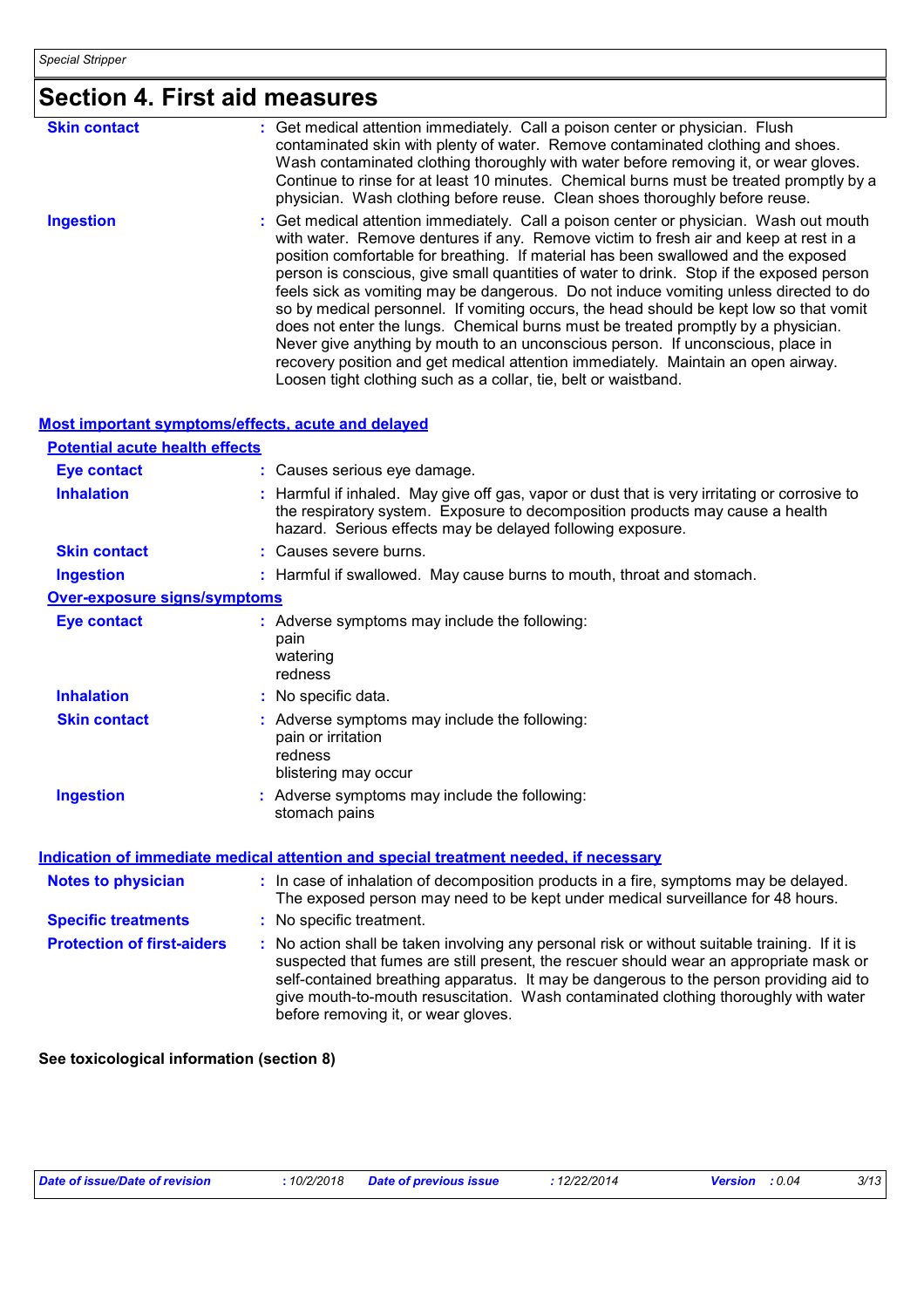# Section 4. First aid measures

| | |
|---|---|
| **Skin contact** | : Get medical attention immediately. Call a poison center or physician. Flush contaminated skin with plenty of water. Remove contaminated clothing and shoes. Wash contaminated clothing thoroughly with water before removing it, or wear gloves. Continue to rinse for at least 10 minutes. Chemical burns must be treated promptly by a physician. Wash clothing before reuse. Clean shoes thoroughly before reuse. |
| **Ingestion** | : Get medical attention immediately. Call a poison center or physician. Wash out mouth with water. Remove dentures if any. Remove victim to fresh air and keep at rest in a position comfortable for breathing. If material has been swallowed and the exposed person is conscious, give small quantities of water to drink. Stop if the exposed person feels sick as vomiting may be dangerous. Do not induce vomiting unless directed to do so by medical personnel. If vomiting occurs, the head should be kept low so that vomit does not enter the lungs. Chemical burns must be treated promptly by a physician. Never give anything by mouth to an unconscious person. If unconscious, place in recovery position and get medical attention immediately. Maintain an open airway. Loosen tight clothing such as a collar, tie, belt or waistband. |

## Most important symptoms/effects, acute and delayed

### Potential acute health effects

| | |
|---|---|
| **Eye contact** | : Causes serious eye damage. |
| **Inhalation** | : Harmful if inhaled. May give off gas, vapor or dust that is very irritating or corrosive to the respiratory system. Exposure to decomposition products may cause a health hazard. Serious effects may be delayed following exposure. |
| **Skin contact** | : Causes severe burns. |
| **Ingestion** | : Harmful if swallowed. May cause burns to mouth, throat and stomach. |

### Over-exposure signs/symptoms

| | |
|---|---|
| **Eye contact** | : Adverse symptoms may include the following:<br>pain<br>watering<br>redness |
| **Inhalation** | : No specific data. |
| **Skin contact** | : Adverse symptoms may include the following:<br>pain or irritation<br>redness<br>blistering may occur |
| **Ingestion** | : Adverse symptoms may include the following:<br>stomach pains |

## Indication of immediate medical attention and special treatment needed, if necessary

| | |
|---|---|
| **Notes to physician** | : In case of inhalation of decomposition products in a fire, symptoms may be delayed. The exposed person may need to be kept under medical surveillance for 48 hours. |
| **Specific treatments** | : No specific treatment. |
| **Protection of first-aiders** | : No action shall be taken involving any personal risk or without suitable training. If it is suspected that fumes are still present, the rescuer should wear an appropriate mask or self-contained breathing apparatus. It may be dangerous to the person providing aid to give mouth-to-mouth resuscitation. Wash contaminated clothing thoroughly with water before removing it, or wear gloves. |

**See toxicological information (section 8)**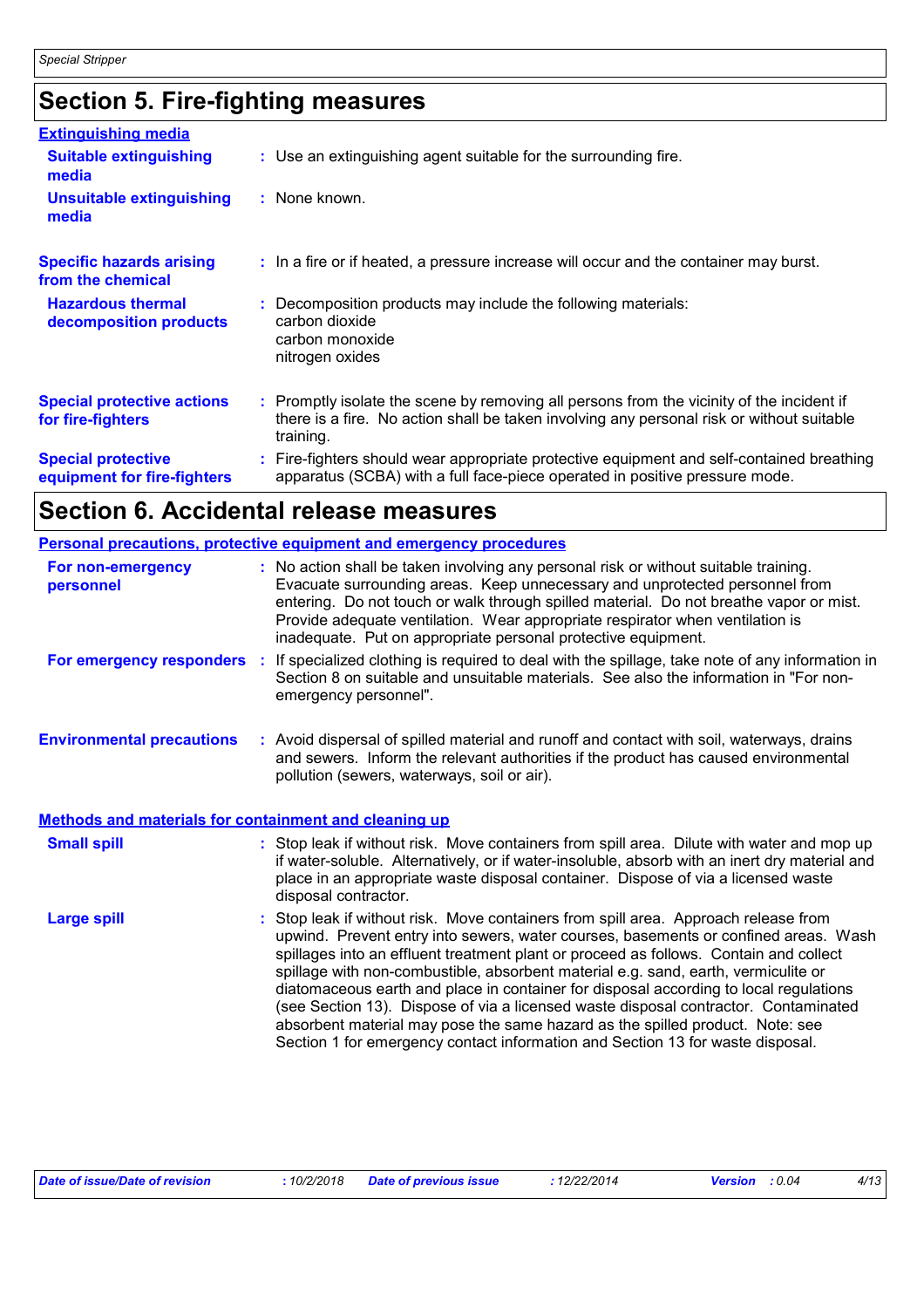## Section 5. Fire-fighting measures

### Extinguishing media

**Suitable extinguishing media** : Use an extinguishing agent suitable for the surrounding fire.

**Unsuitable extinguishing media** : None known.

**Specific hazards arising from the chemical** : In a fire or if heated, a pressure increase will occur and the container may burst.

**Hazardous thermal decomposition products** : Decomposition products may include the following materials:
carbon dioxide
carbon monoxide
nitrogen oxides

**Special protective actions for fire-fighters** : Promptly isolate the scene by removing all persons from the vicinity of the incident if there is a fire. No action shall be taken involving any personal risk or without suitable training.

**Special protective equipment for fire-fighters** : Fire-fighters should wear appropriate protective equipment and self-contained breathing apparatus (SCBA) with a full face-piece operated in positive pressure mode.

## Section 6. Accidental release measures

### Personal precautions, protective equipment and emergency procedures

**For non-emergency personnel** : No action shall be taken involving any personal risk or without suitable training. Evacuate surrounding areas. Keep unnecessary and unprotected personnel from entering. Do not touch or walk through spilled material. Do not breathe vapor or mist. Provide adequate ventilation. Wear appropriate respirator when ventilation is inadequate. Put on appropriate personal protective equipment.

**For emergency responders** : If specialized clothing is required to deal with the spillage, take note of any information in Section 8 on suitable and unsuitable materials. See also the information in "For non-emergency personnel".

**Environmental precautions** : Avoid dispersal of spilled material and runoff and contact with soil, waterways, drains and sewers. Inform the relevant authorities if the product has caused environmental pollution (sewers, waterways, soil or air).

### Methods and materials for containment and cleaning up

**Small spill** : Stop leak if without risk. Move containers from spill area. Dilute with water and mop up if water-soluble. Alternatively, or if water-insoluble, absorb with an inert dry material and place in an appropriate waste disposal container. Dispose of via a licensed waste disposal contractor.

**Large spill** : Stop leak if without risk. Move containers from spill area. Approach release from upwind. Prevent entry into sewers, water courses, basements or confined areas. Wash spillages into an effluent treatment plant or proceed as follows. Contain and collect spillage with non-combustible, absorbent material e.g. sand, earth, vermiculite or diatomaceous earth and place in container for disposal according to local regulations (see Section 13). Dispose of via a licensed waste disposal contractor. Contaminated absorbent material may pose the same hazard as the spilled product. Note: see Section 1 for emergency contact information and Section 13 for waste disposal.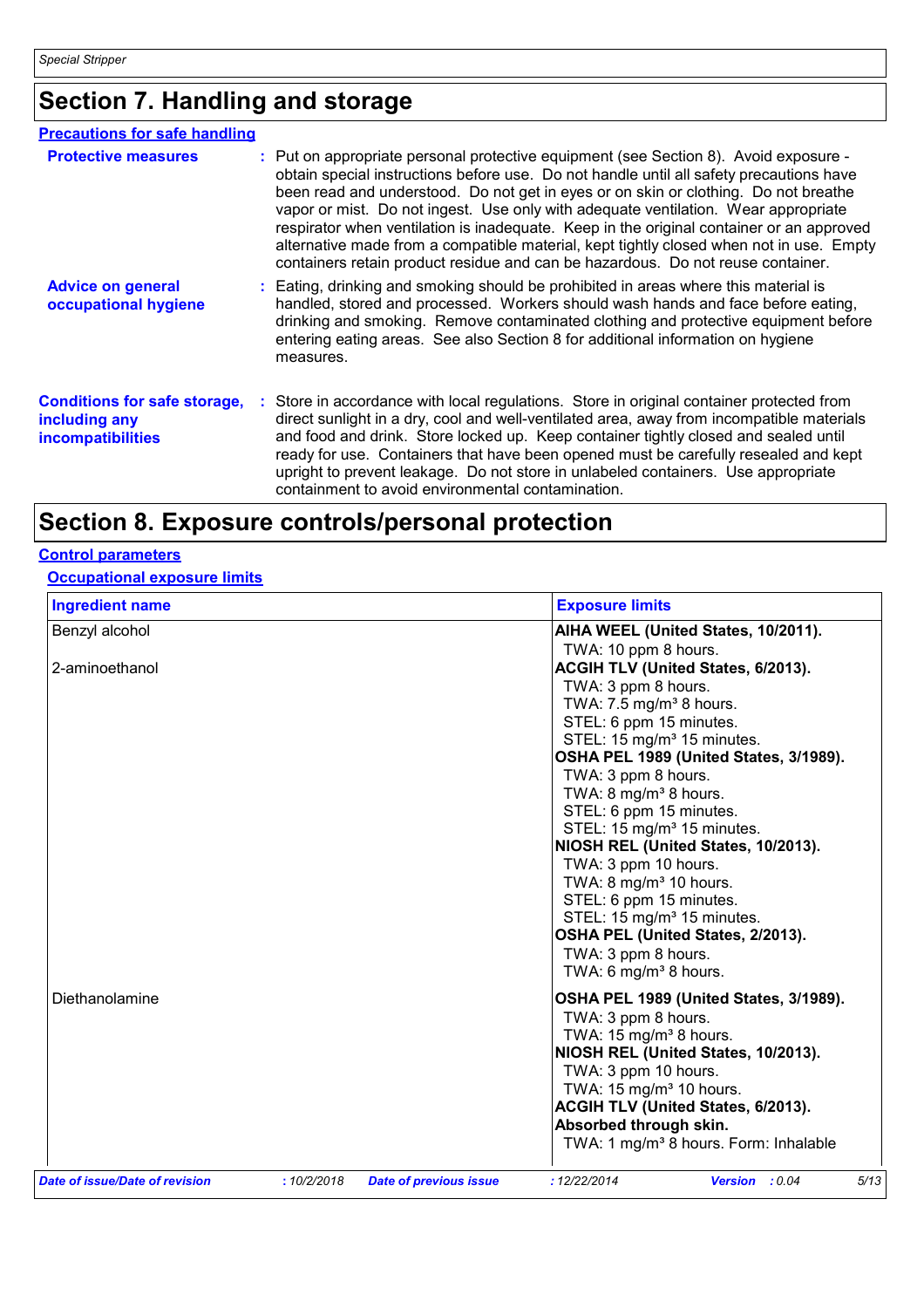## Section 7. Handling and storage

### Precautions for safe handling

**Protective measures** : Put on appropriate personal protective equipment (see Section 8). Avoid exposure - obtain special instructions before use. Do not handle until all safety precautions have been read and understood. Do not get in eyes or on skin or clothing. Do not breathe vapor or mist. Do not ingest. Use only with adequate ventilation. Wear appropriate respirator when ventilation is inadequate. Keep in the original container or an approved alternative made from a compatible material, kept tightly closed when not in use. Empty containers retain product residue and can be hazardous. Do not reuse container.

**Advice on general occupational hygiene** : Eating, drinking and smoking should be prohibited in areas where this material is handled, stored and processed. Workers should wash hands and face before eating, drinking and smoking. Remove contaminated clothing and protective equipment before entering eating areas. See also Section 8 for additional information on hygiene measures.

**Conditions for safe storage, including any incompatibilities** : Store in accordance with local regulations. Store in original container protected from direct sunlight in a dry, cool and well-ventilated area, away from incompatible materials and food and drink. Store locked up. Keep container tightly closed and sealed until ready for use. Containers that have been opened must be carefully resealed and kept upright to prevent leakage. Do not store in unlabeled containers. Use appropriate containment to avoid environmental contamination.

## Section 8. Exposure controls/personal protection

### Control parameters

#### Occupational exposure limits

| Ingredient name | Exposure limits |
| --- | --- |
| Benzyl alcohol | **AIHA WEEL (United States, 10/2011).**<br>TWA: 10 ppm 8 hours. |
| 2-aminoethanol | **ACGIH TLV (United States, 6/2013).**<br>TWA: 3 ppm 8 hours.<br>TWA: 7.5 mg/m³ 8 hours.<br>STEL: 6 ppm 15 minutes.<br>STEL: 15 mg/m³ 15 minutes.<br>**OSHA PEL 1989 (United States, 3/1989).**<br>TWA: 3 ppm 8 hours.<br>TWA: 8 mg/m³ 8 hours.<br>STEL: 6 ppm 15 minutes.<br>STEL: 15 mg/m³ 15 minutes.<br>**NIOSH REL (United States, 10/2013).**<br>TWA: 3 ppm 10 hours.<br>TWA: 8 mg/m³ 10 hours.<br>STEL: 6 ppm 15 minutes.<br>STEL: 15 mg/m³ 15 minutes.<br>**OSHA PEL (United States, 2/2013).**<br>TWA: 3 ppm 8 hours.<br>TWA: 6 mg/m³ 8 hours. |
| Diethanolamine | **OSHA PEL 1989 (United States, 3/1989).**<br>TWA: 3 ppm 8 hours.<br>TWA: 15 mg/m³ 8 hours.<br>**NIOSH REL (United States, 10/2013).**<br>TWA: 3 ppm 10 hours.<br>TWA: 15 mg/m³ 10 hours.<br>**ACGIH TLV (United States, 6/2013).**<br>**Absorbed through skin.**<br>TWA: 1 mg/m³ 8 hours. Form: Inhalable |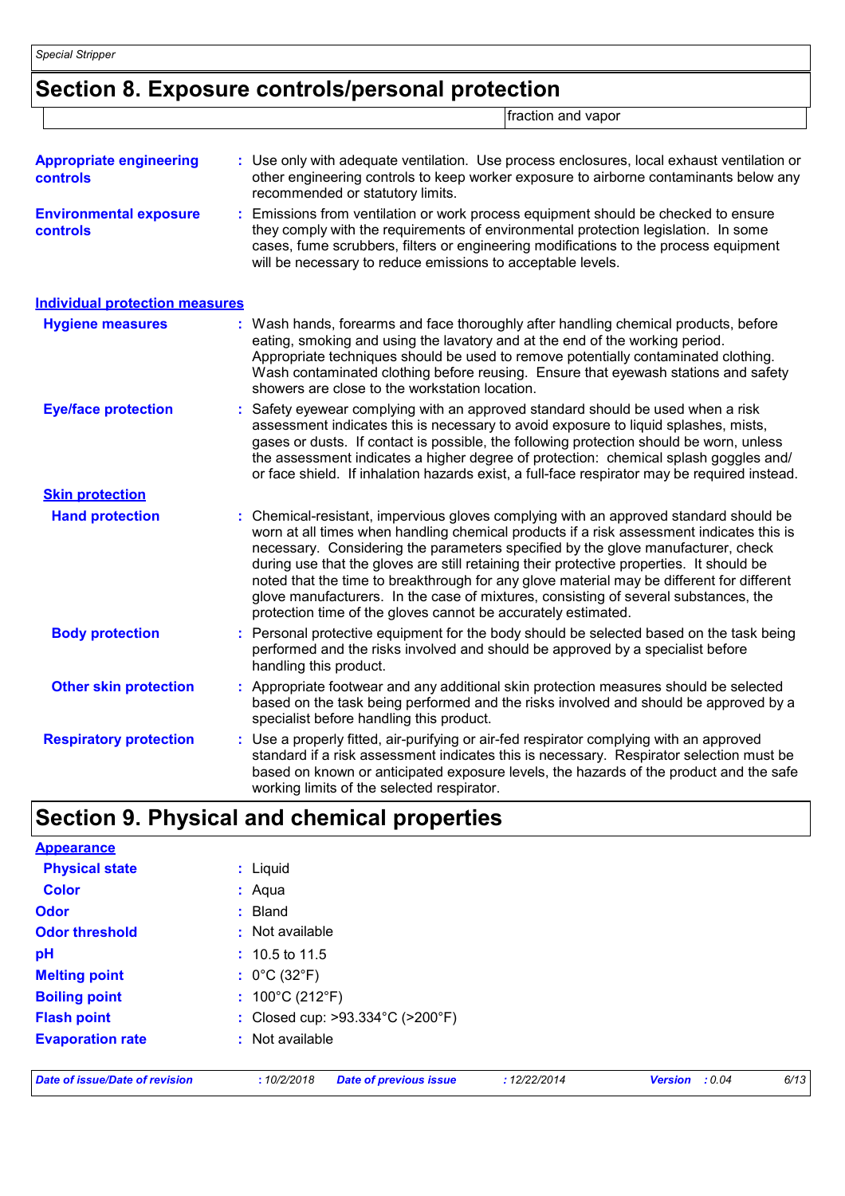## Section 8. Exposure controls/personal protection

| | fraction and vapor |
|---|---|

**Appropriate engineering controls** : Use only with adequate ventilation. Use process enclosures, local exhaust ventilation or other engineering controls to keep worker exposure to airborne contaminants below any recommended or statutory limits.

**Environmental exposure controls** : Emissions from ventilation or work process equipment should be checked to ensure they comply with the requirements of environmental protection legislation. In some cases, fume scrubbers, filters or engineering modifications to the process equipment will be necessary to reduce emissions to acceptable levels.

### Individual protection measures

**Hygiene measures** : Wash hands, forearms and face thoroughly after handling chemical products, before eating, smoking and using the lavatory and at the end of the working period. Appropriate techniques should be used to remove potentially contaminated clothing. Wash contaminated clothing before reusing. Ensure that eyewash stations and safety showers are close to the workstation location.

**Eye/face protection** : Safety eyewear complying with an approved standard should be used when a risk assessment indicates this is necessary to avoid exposure to liquid splashes, mists, gases or dusts. If contact is possible, the following protection should be worn, unless the assessment indicates a higher degree of protection: chemical splash goggles and/ or face shield. If inhalation hazards exist, a full-face respirator may be required instead.

**Skin protection**

**Hand protection** : Chemical-resistant, impervious gloves complying with an approved standard should be worn at all times when handling chemical products if a risk assessment indicates this is necessary. Considering the parameters specified by the glove manufacturer, check during use that the gloves are still retaining their protective properties. It should be noted that the time to breakthrough for any glove material may be different for different glove manufacturers. In the case of mixtures, consisting of several substances, the protection time of the gloves cannot be accurately estimated.

**Body protection** : Personal protective equipment for the body should be selected based on the task being performed and the risks involved and should be approved by a specialist before handling this product.

**Other skin protection** : Appropriate footwear and any additional skin protection measures should be selected based on the task being performed and the risks involved and should be approved by a specialist before handling this product.

**Respiratory protection** : Use a properly fitted, air-purifying or air-fed respirator complying with an approved standard if a risk assessment indicates this is necessary. Respirator selection must be based on known or anticipated exposure levels, the hazards of the product and the safe working limits of the selected respirator.

## Section 9. Physical and chemical properties

**Appearance**

**Physical state** : Liquid

**Color** : Aqua

**Odor** : Bland

**Odor threshold** : Not available

**pH** : 10.5 to 11.5

**Melting point** : 0°C (32°F)

**Boiling point** : 100°C (212°F)

**Flash point** : Closed cup: >93.334°C (>200°F)

**Evaporation rate** : Not available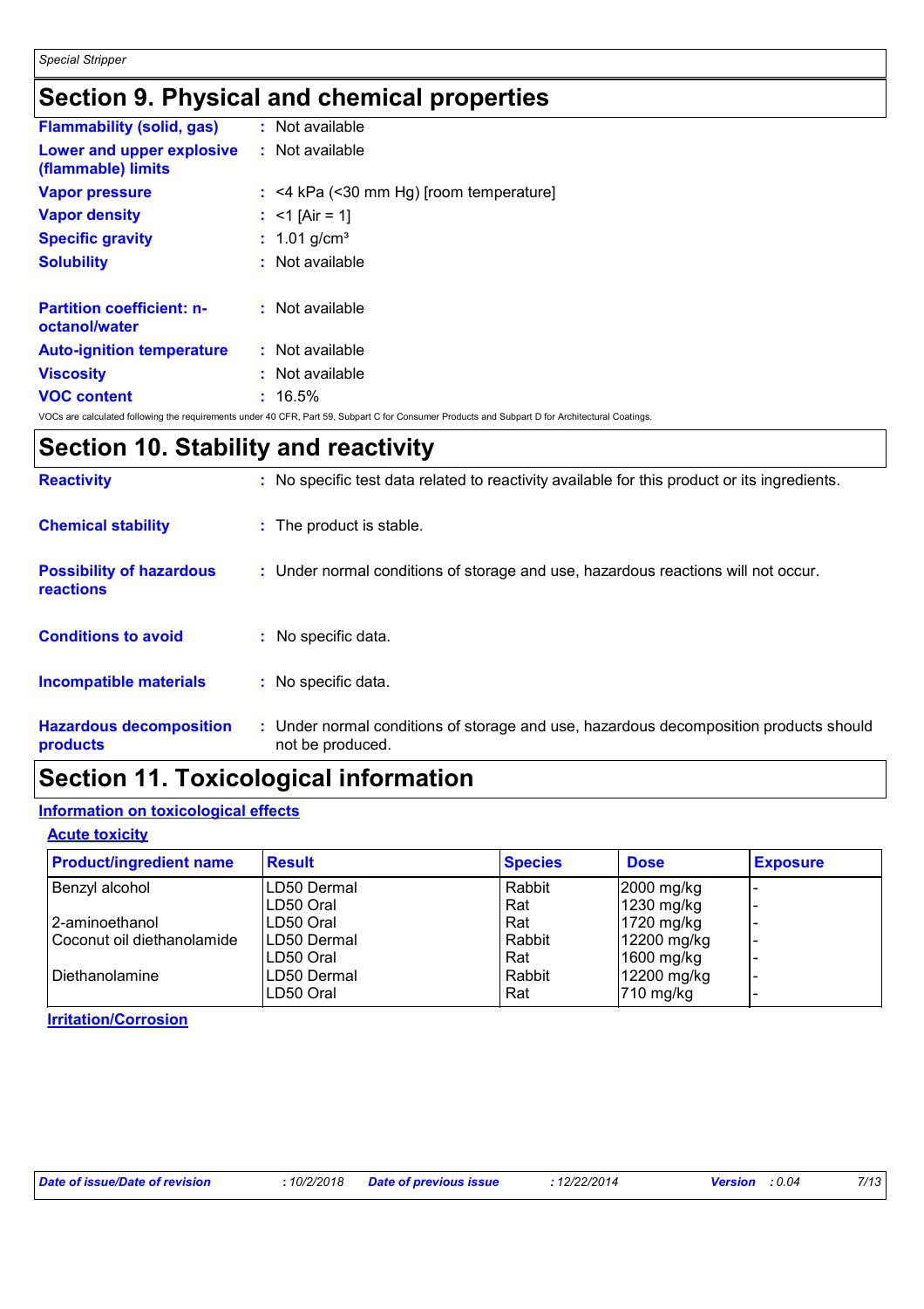## Section 9. Physical and chemical properties

**Flammability (solid, gas)** : Not available

**Lower and upper explosive (flammable) limits** : Not available

**Vapor pressure** : <4 kPa (<30 mm Hg) [room temperature]

**Vapor density** : <1 [Air = 1]

**Specific gravity** : 1.01 g/cm³

**Solubility** : Not available

**Partition coefficient: n-octanol/water** : Not available

**Auto-ignition temperature** : Not available

**Viscosity** : Not available

**VOC content** : 16.5%

VOCs are calculated following the requirements under 40 CFR, Part 59, Subpart C for Consumer Products and Subpart D for Architectural Coatings.

## Section 10. Stability and reactivity

**Reactivity** : No specific test data related to reactivity available for this product or its ingredients.

**Chemical stability** : The product is stable.

**Possibility of hazardous reactions** : Under normal conditions of storage and use, hazardous reactions will not occur.

**Conditions to avoid** : No specific data.

**Incompatible materials** : No specific data.

**Hazardous decomposition products** : Under normal conditions of storage and use, hazardous decomposition products should not be produced.

## Section 11. Toxicological information

### Information on toxicological effects

#### Acute toxicity

| Product/ingredient name | Result | Species | Dose | Exposure |
|---|---|---|---|---|
| Benzyl alcohol | LD50 Dermal | Rabbit | 2000 mg/kg | - |
| | LD50 Oral | Rat | 1230 mg/kg | - |
| 2-aminoethanol | LD50 Oral | Rat | 1720 mg/kg | - |
| Coconut oil diethanolamide | LD50 Dermal | Rabbit | 12200 mg/kg | - |
| | LD50 Oral | Rat | 1600 mg/kg | - |
| Diethanolamine | LD50 Dermal | Rabbit | 12200 mg/kg | - |
| | LD50 Oral | Rat | 710 mg/kg | - |

#### Irritation/Corrosion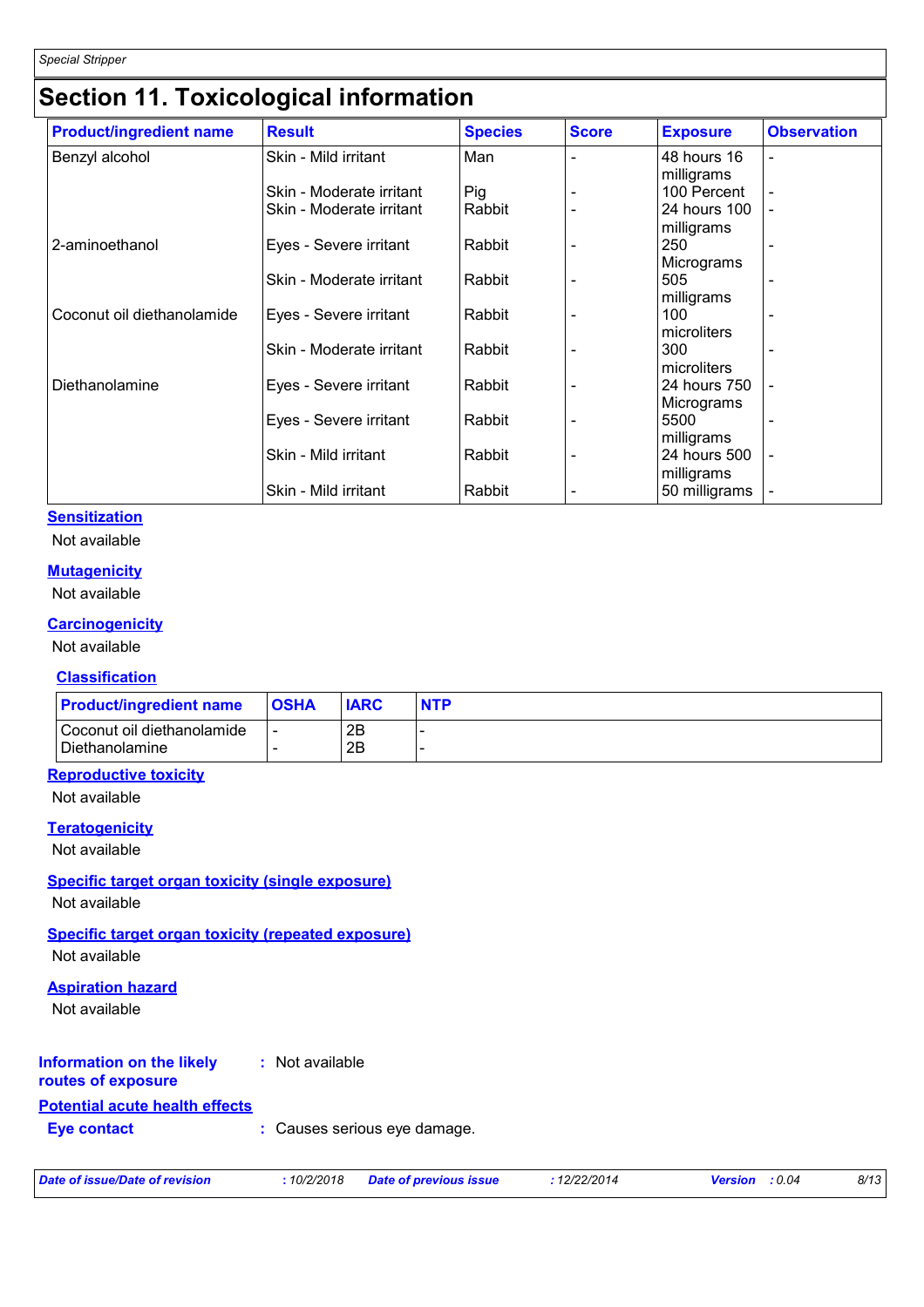# Section 11. Toxicological information

| Product/ingredient name | Result | Species | Score | Exposure | Observation |
|---|---|---|---|---|---|
| Benzyl alcohol | Skin - Mild irritant | Man | - | 48 hours 16 milligrams | - |
| | Skin - Moderate irritant | Pig | - | 100 Percent | - |
| | Skin - Moderate irritant | Rabbit | - | 24 hours 100 milligrams | - |
| 2-aminoethanol | Eyes - Severe irritant | Rabbit | - | 250 Micrograms | - |
| | Skin - Moderate irritant | Rabbit | - | 505 milligrams | - |
| Coconut oil diethanolamide | Eyes - Severe irritant | Rabbit | - | 100 microliters | - |
| | Skin - Moderate irritant | Rabbit | - | 300 microliters | - |
| Diethanolamine | Eyes - Severe irritant | Rabbit | - | 24 hours 750 Micrograms | - |
| | Eyes - Severe irritant | Rabbit | - | 5500 milligrams | - |
| | Skin - Mild irritant | Rabbit | - | 24 hours 500 milligrams | - |
| | Skin - Mild irritant | Rabbit | - | 50 milligrams | - |

**Sensitization**

Not available

**Mutagenicity**

Not available

**Carcinogenicity**

Not available

**Classification**

| Product/ingredient name | OSHA | IARC | NTP |
|---|---|---|---|
| Coconut oil diethanolamide | - | 2B | - |
| Diethanolamine | - | 2B | - |

**Reproductive toxicity**

Not available

**Teratogenicity**

Not available

**Specific target organ toxicity (single exposure)**

Not available

**Specific target organ toxicity (repeated exposure)**

Not available

**Aspiration hazard**

Not available

**Information on the likely routes of exposure** : Not available

**Potential acute health effects**

**Eye contact** : Causes serious eye damage.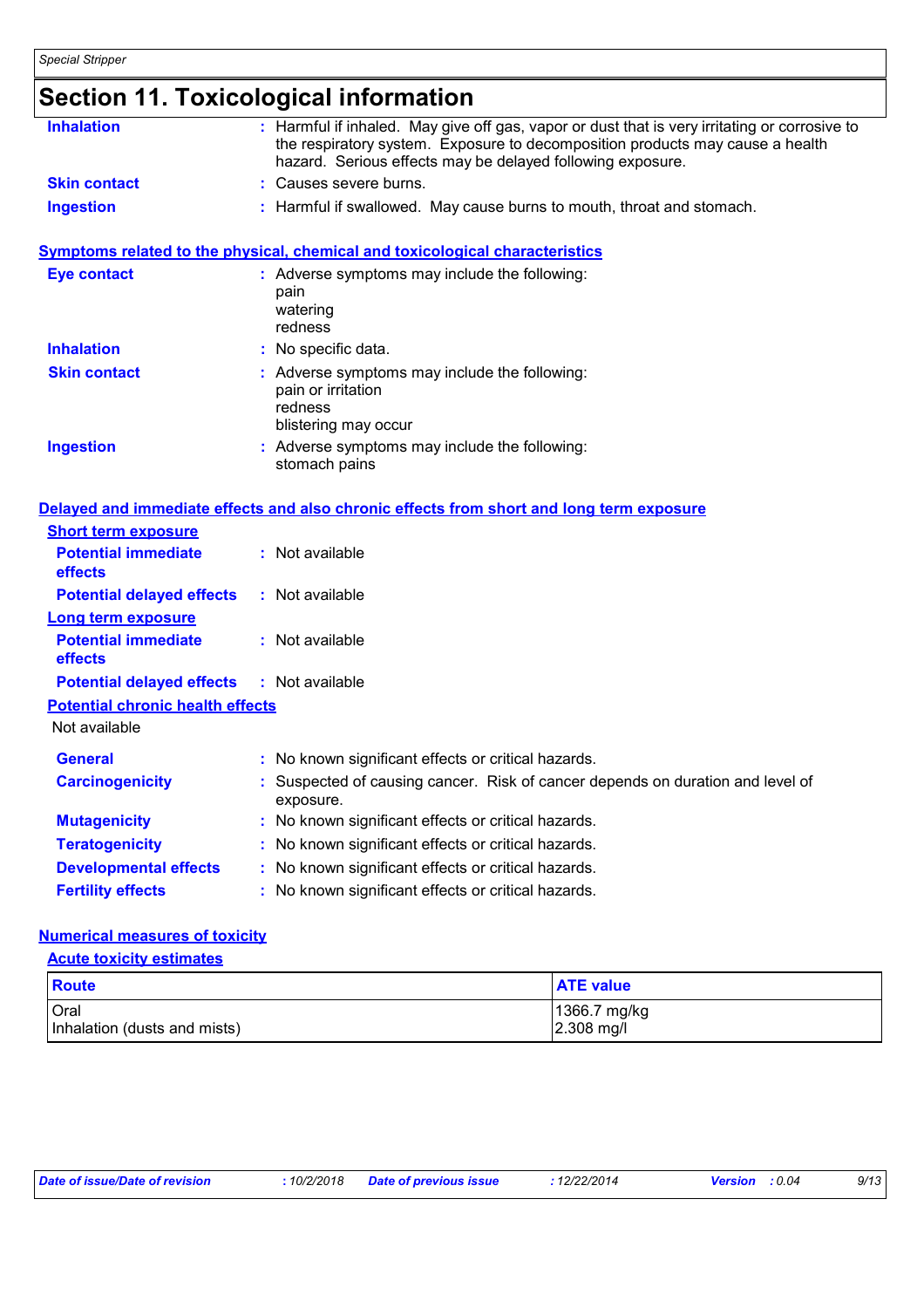## Section 11. Toxicological information

**Inhalation** : Harmful if inhaled. May give off gas, vapor or dust that is very irritating or corrosive to the respiratory system. Exposure to decomposition products may cause a health hazard. Serious effects may be delayed following exposure.

**Skin contact** : Causes severe burns.

**Ingestion** : Harmful if swallowed. May cause burns to mouth, throat and stomach.

### Symptoms related to the physical, chemical and toxicological characteristics

**Eye contact** : Adverse symptoms may include the following:
pain
watering
redness

**Inhalation** : No specific data.

**Skin contact** : Adverse symptoms may include the following:
pain or irritation
redness
blistering may occur

**Ingestion** : Adverse symptoms may include the following:
stomach pains

### Delayed and immediate effects and also chronic effects from short and long term exposure

**Short term exposure**

**Potential immediate effects** : Not available

**Potential delayed effects** : Not available

**Long term exposure**

**Potential immediate effects** : Not available

**Potential delayed effects** : Not available

**Potential chronic health effects**

Not available

**General** : No known significant effects or critical hazards.

**Carcinogenicity** : Suspected of causing cancer. Risk of cancer depends on duration and level of exposure.

**Mutagenicity** : No known significant effects or critical hazards.

**Teratogenicity** : No known significant effects or critical hazards.

**Developmental effects** : No known significant effects or critical hazards.

**Fertility effects** : No known significant effects or critical hazards.

### Numerical measures of toxicity

**Acute toxicity estimates**

| Route | ATE value |
|---|---|
| Oral | 1366.7 mg/kg |
| Inhalation (dusts and mists) | 2.308 mg/l |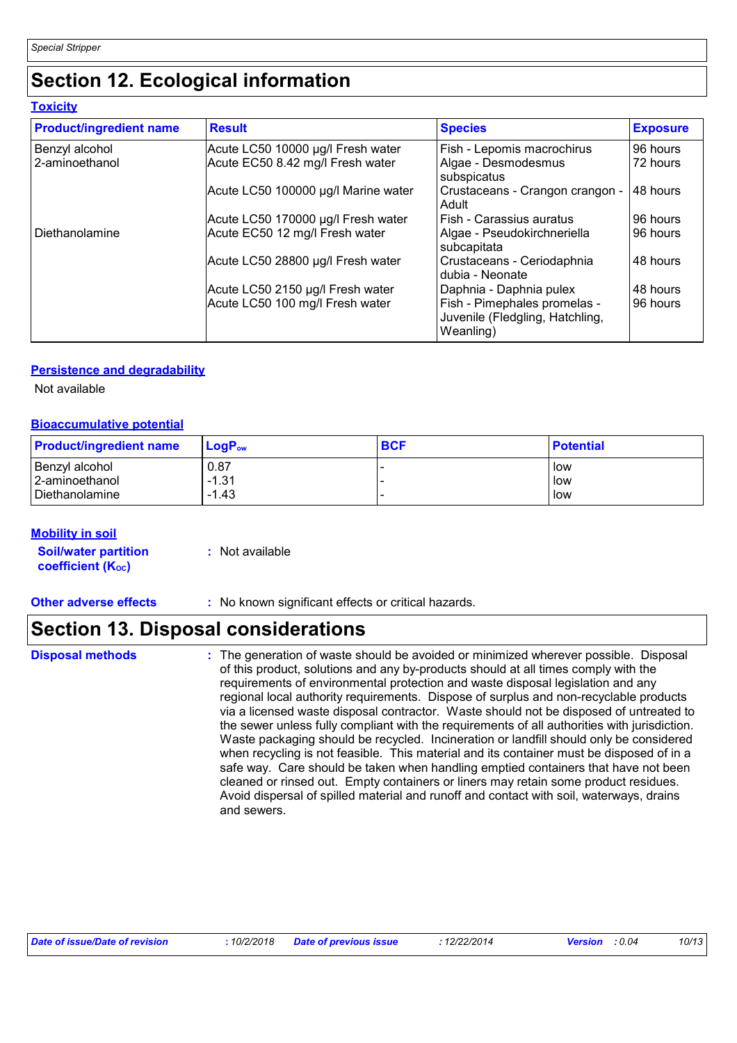## Section 12. Ecological information

### Toxicity

| Product/ingredient name | Result | Species | Exposure |
|---|---|---|---|
| Benzyl alcohol | Acute LC50 10000 µg/l Fresh water | Fish - Lepomis macrochirus | 96 hours |
| 2-aminoethanol | Acute EC50 8.42 mg/l Fresh water | Algae - Desmodesmus subspicatus | 72 hours |
| | Acute LC50 100000 µg/l Marine water | Crustaceans - Crangon crangon - Adult | 48 hours |
| | Acute LC50 170000 µg/l Fresh water | Fish - Carassius auratus | 96 hours |
| Diethanolamine | Acute EC50 12 mg/l Fresh water | Algae - Pseudokirchneriella subcapitata | 96 hours |
| | Acute LC50 28800 µg/l Fresh water | Crustaceans - Ceriodaphnia dubia - Neonate | 48 hours |
| | Acute LC50 2150 µg/l Fresh water | Daphnia - Daphnia pulex | 48 hours |
| | Acute LC50 100 mg/l Fresh water | Fish - Pimephales promelas - Juvenile (Fledgling, Hatchling, Weanling) | 96 hours |

### Persistence and degradability

Not available

### Bioaccumulative potential

| Product/ingredient name | $LogP_{ow}$ | BCF | Potential |
|---|---|---|---|
| Benzyl alcohol | 0.87 | - | low |
| 2-aminoethanol | -1.31 | - | low |
| Diethanolamine | -1.43 | - | low |

### Mobility in soil

**Soil/water partition coefficient ($K_{OC}$)** : Not available

**Other adverse effects** : No known significant effects or critical hazards.

## Section 13. Disposal considerations

**Disposal methods** : The generation of waste should be avoided or minimized wherever possible. Disposal of this product, solutions and any by-products should at all times comply with the requirements of environmental protection and waste disposal legislation and any regional local authority requirements. Dispose of surplus and non-recyclable products via a licensed waste disposal contractor. Waste should not be disposed of untreated to the sewer unless fully compliant with the requirements of all authorities with jurisdiction. Waste packaging should be recycled. Incineration or landfill should only be considered when recycling is not feasible. This material and its container must be disposed of in a safe way. Care should be taken when handling emptied containers that have not been cleaned or rinsed out. Empty containers or liners may retain some product residues. Avoid dispersal of spilled material and runoff and contact with soil, waterways, drains and sewers.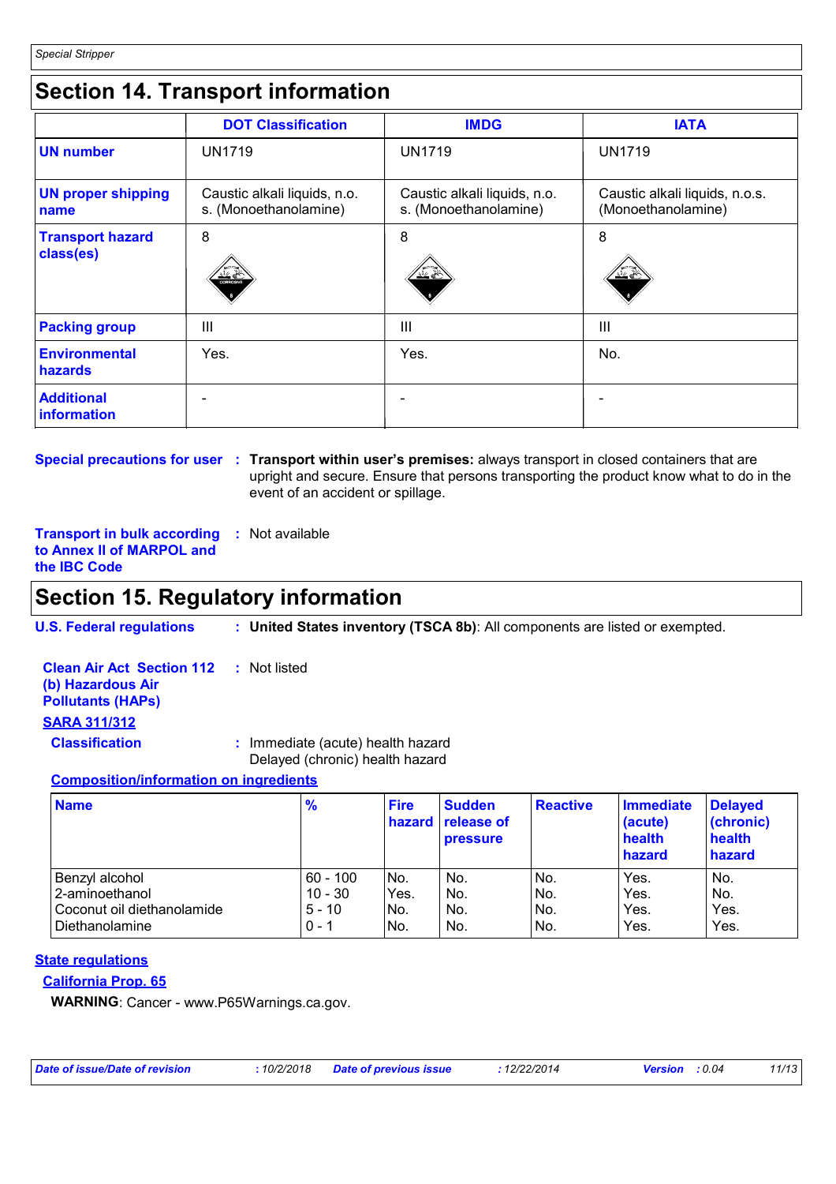## Section 14. Transport information

| | DOT Classification | IMDG | IATA |
|---|---|---|---|
| **UN number** | UN1719 | UN1719 | UN1719 |
| **UN proper shipping name** | Caustic alkali liquids, n.o.s. (Monoethanolamine) | Caustic alkali liquids, n.o.s. (Monoethanolamine) | Caustic alkali liquids, n.o.s. (Monoethanolamine) |
| **Transport hazard class(es)** | 8 | 8 | 8 |
| **Packing group** | III | III | III |
| **Environmental hazards** | Yes. | Yes. | No. |
| **Additional information** | - | - | - |

**Special precautions for user** : **Transport within user's premises:** always transport in closed containers that are upright and secure. Ensure that persons transporting the product know what to do in the event of an accident or spillage.

**Transport in bulk according to Annex II of MARPOL and the IBC Code** : Not available

## Section 15. Regulatory information

**U.S. Federal regulations** : **United States inventory (TSCA 8b)**: All components are listed or exempted.

**Clean Air Act Section 112 (b) Hazardous Air Pollutants (HAPs)** : Not listed

**SARA 311/312**

**Classification** : Immediate (acute) health hazard
Delayed (chronic) health hazard

**Composition/information on ingredients**

| Name | % | Fire hazard | Sudden release of pressure | Reactive | Immediate (acute) health hazard | Delayed (chronic) health hazard |
|---|---|---|---|---|---|---|
| Benzyl alcohol | 60 - 100 | No. | No. | No. | Yes. | No. |
| 2-aminoethanol | 10 - 30 | Yes. | No. | No. | Yes. | No. |
| Coconut oil diethanolamide | 5 - 10 | No. | No. | No. | Yes. | Yes. |
| Diethanolamine | 0 - 1 | No. | No. | No. | Yes. | Yes. |

**State regulations**

**California Prop. 65**

**WARNING**: Cancer - www.P65Warnings.ca.gov.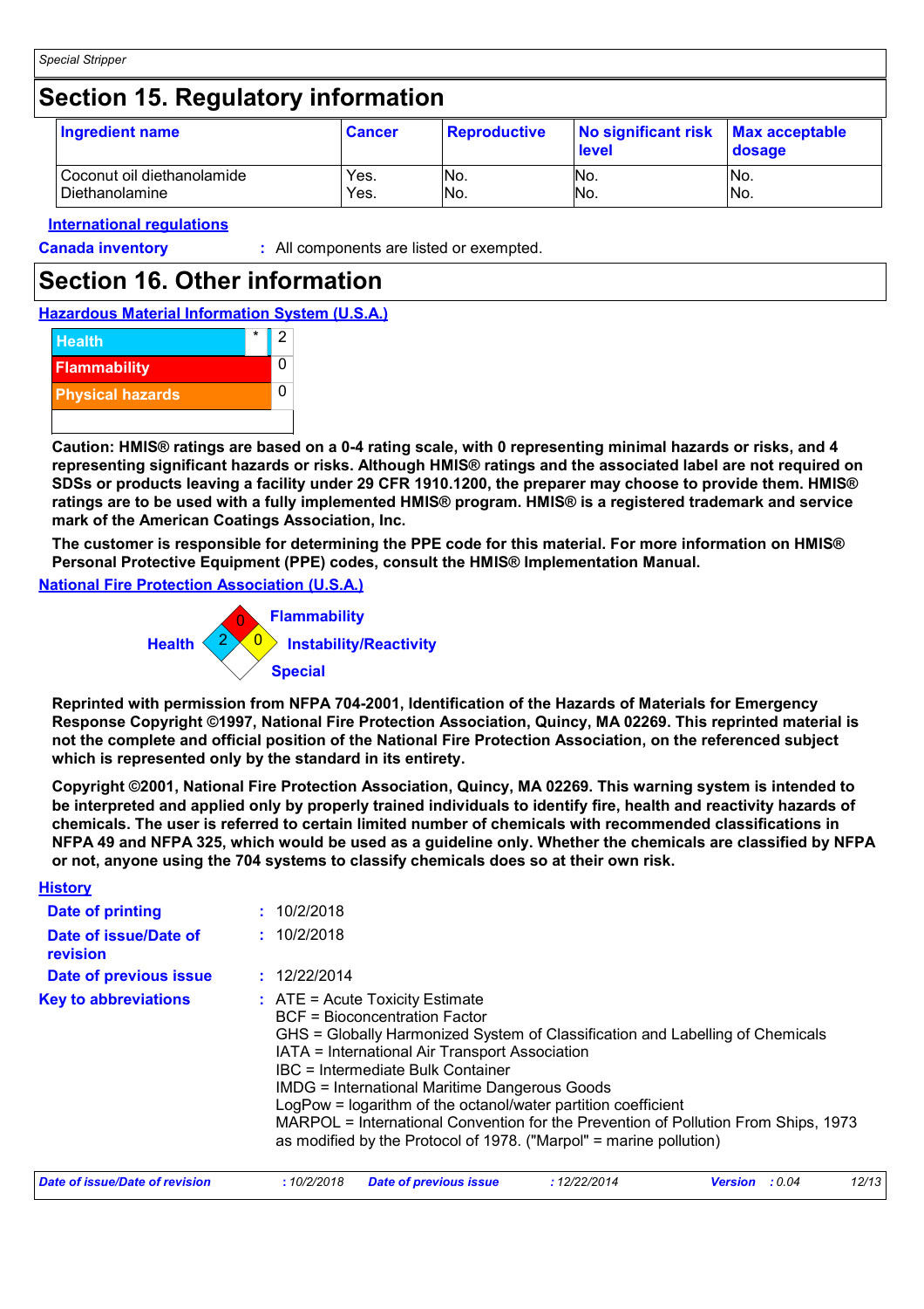## Section 15. Regulatory information

| Ingredient name | Cancer | Reproductive | No significant risk level | Max acceptable dosage |
|---|---|---|---|---|
| Coconut oil diethanolamide | Yes. | No. | No. | No. |
| Diethanolamine | Yes. | No. | No. | No. |

**International regulations**

**Canada inventory** : All components are listed or exempted.

## Section 16. Other information

**Hazardous Material Information System (U.S.A.)**

| | | |
|---|---|---|
| Health | * | 2 |
| Flammability | | 0 |
| Physical hazards | | 0 |

**Caution: HMIS® ratings are based on a 0-4 rating scale, with 0 representing minimal hazards or risks, and 4 representing significant hazards or risks. Although HMIS® ratings and the associated label are not required on SDSs or products leaving a facility under 29 CFR 1910.1200, the preparer may choose to provide them. HMIS® ratings are to be used with a fully implemented HMIS® program. HMIS® is a registered trademark and service mark of the American Coatings Association, Inc.**

**The customer is responsible for determining the PPE code for this material. For more information on HMIS® Personal Protective Equipment (PPE) codes, consult the HMIS® Implementation Manual.**

**National Fire Protection Association (U.S.A.)**

Flammability: 0
Health: 2
Instability/Reactivity: 0
Special

**Reprinted with permission from NFPA 704-2001, Identification of the Hazards of Materials for Emergency Response Copyright ©1997, National Fire Protection Association, Quincy, MA 02269. This reprinted material is not the complete and official position of the National Fire Protection Association, on the referenced subject which is represented only by the standard in its entirety.**

**Copyright ©2001, National Fire Protection Association, Quincy, MA 02269. This warning system is intended to be interpreted and applied only by properly trained individuals to identify fire, health and reactivity hazards of chemicals. The user is referred to certain limited number of chemicals with recommended classifications in NFPA 49 and NFPA 325, which would be used as a guideline only. Whether the chemicals are classified by NFPA or not, anyone using the 704 systems to classify chemicals does so at their own risk.**

**History**

**Date of printing** : 10/2/2018

**Date of issue/Date of revision** : 10/2/2018

**Date of previous issue** : 12/22/2014

**Key to abbreviations** : ATE = Acute Toxicity Estimate
BCF = Bioconcentration Factor
GHS = Globally Harmonized System of Classification and Labelling of Chemicals
IATA = International Air Transport Association
IBC = Intermediate Bulk Container
IMDG = International Maritime Dangerous Goods
LogPow = logarithm of the octanol/water partition coefficient
MARPOL = International Convention for the Prevention of Pollution From Ships, 1973 as modified by the Protocol of 1978. ("Marpol" = marine pollution)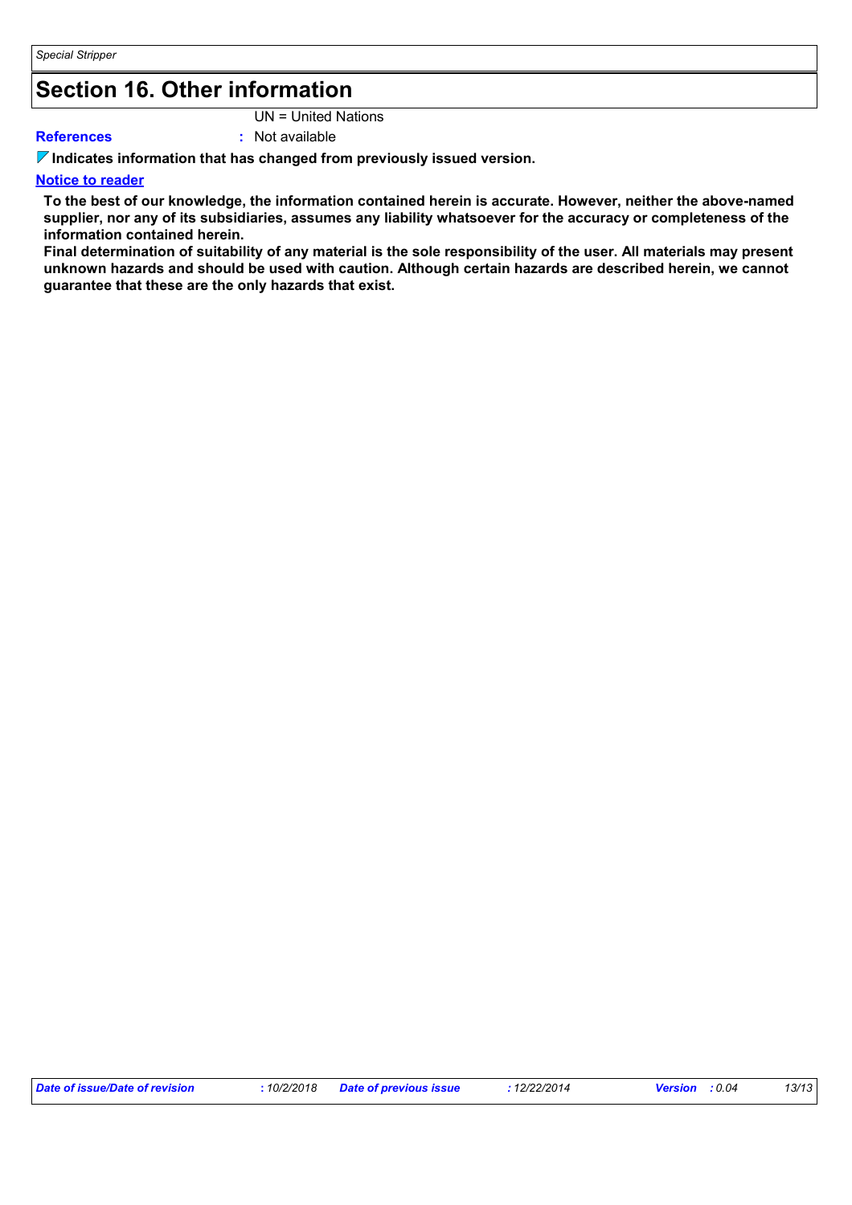## Section 16. Other information

UN = United Nations

**References** : Not available

**Indicates information that has changed from previously issued version.**

**Notice to reader**

**To the best of our knowledge, the information contained herein is accurate. However, neither the above-named supplier, nor any of its subsidiaries, assumes any liability whatsoever for the accuracy or completeness of the information contained herein.**

**Final determination of suitability of any material is the sole responsibility of the user. All materials may present unknown hazards and should be used with caution. Although certain hazards are described herein, we cannot guarantee that these are the only hazards that exist.**